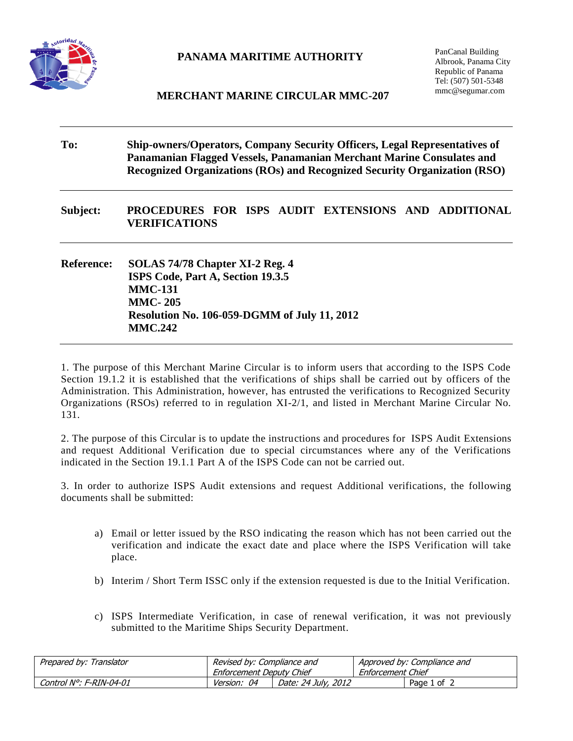# PANAMA MARITIME AUTHORITY

PanCanal Building
Albrook, Panama City
Republic of Panama
Tel: (507) 501-5348
mmc@segumar.com

## MERCHANT MARINE CIRCULAR MMC-207

---

**To:** **Ship-owners/Operators, Company Security Officers, Legal Representatives of Panamanian Flagged Vessels, Panamanian Merchant Marine Consulates and Recognized Organizations (ROs) and Recognized Security Organization (RSO)**

---

**Subject:** **PROCEDURES FOR ISPS AUDIT EXTENSIONS AND ADDITIONAL VERIFICATIONS**

---

**Reference:** **SOLAS 74/78 Chapter XI-2 Reg. 4**
**ISPS Code, Part A, Section 19.3.5**
**MMC-131**
**MMC- 205**
**Resolution No. 106-059-DGMM of July 11, 2012**
**MMC.242**

---

1. The purpose of this Merchant Marine Circular is to inform users that according to the ISPS Code Section 19.1.2 it is established that the verifications of ships shall be carried out by officers of the Administration. This Administration, however, has entrusted the verifications to Recognized Security Organizations (RSOs) referred to in regulation XI-2/1, and listed in Merchant Marine Circular No. 131.

2. The purpose of this Circular is to update the instructions and procedures for ISPS Audit Extensions and request Additional Verification due to special circumstances where any of the Verifications indicated in the Section 19.1.1 Part A of the ISPS Code can not be carried out.

3. In order to authorize ISPS Audit extensions and request Additional verifications, the following documents shall be submitted:

a) Email or letter issued by the RSO indicating the reason which has not been carried out the verification and indicate the exact date and place where the ISPS Verification will take place.

b) Interim / Short Term ISSC only if the extension requested is due to the Initial Verification.

c) ISPS Intermediate Verification, in case of renewal verification, it was not previously submitted to the Maritime Ships Security Department.

| *Prepared by: Translator* | *Revised by: Compliance and Enforcement Deputy Chief* | | *Approved by: Compliance and Enforcement Chief* | |
|---|---|---|---|---|
| *Control N°: F-RIN-04-01* | *Version: 04* | *Date: 24 July, 2012* | | Page 1 of 2 |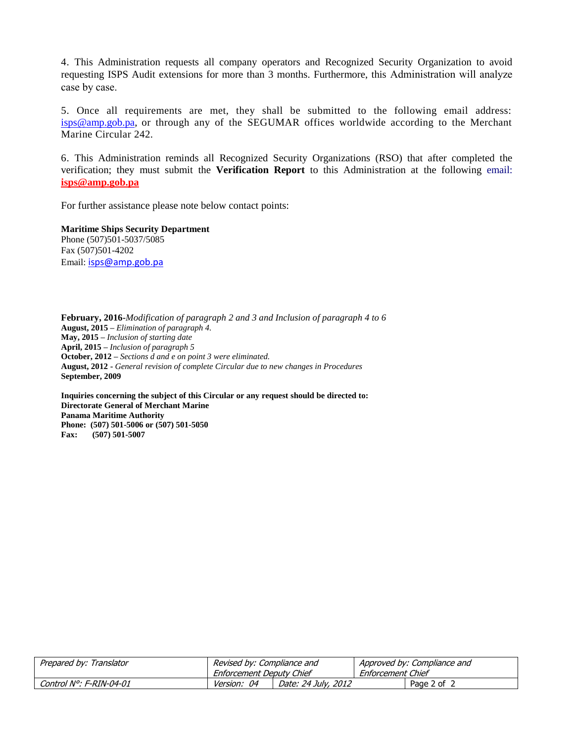4. This Administration requests all company operators and Recognized Security Organization to avoid requesting ISPS Audit extensions for more than 3 months. Furthermore, this Administration will analyze case by case.

5. Once all requirements are met, they shall be submitted to the following email address: isps@amp.gob.pa, or through any of the SEGUMAR offices worldwide according to the Merchant Marine Circular 242.

6. This Administration reminds all Recognized Security Organizations (RSO) that after completed the verification; they must submit the **Verification Report** to this Administration at the following email: **isps@amp.gob.pa**

For further assistance please note below contact points:

**Maritime Ships Security Department**
Phone (507)501-5037/5085
Fax (507)501-4202
Email: isps@amp.gob.pa

**February, 2016**-*Modification of paragraph 2 and 3 and Inclusion of paragraph 4 to 6*
**August, 2015** – *Elimination of paragraph 4.*
**May, 2015** – *Inclusion of starting date*
**April, 2015** – *Inclusion of paragraph 5*
**October, 2012** – *Sections d and e on point 3 were eliminated.*
**August, 2012** - *General revision of complete Circular due to new changes in Procedures*
**September, 2009**

**Inquiries concerning the subject of this Circular or any request should be directed to:**
**Directorate General of Merchant Marine**
**Panama Maritime Authority**
**Phone: (507) 501-5006 or (507) 501-5050**
**Fax: (507) 501-5007**